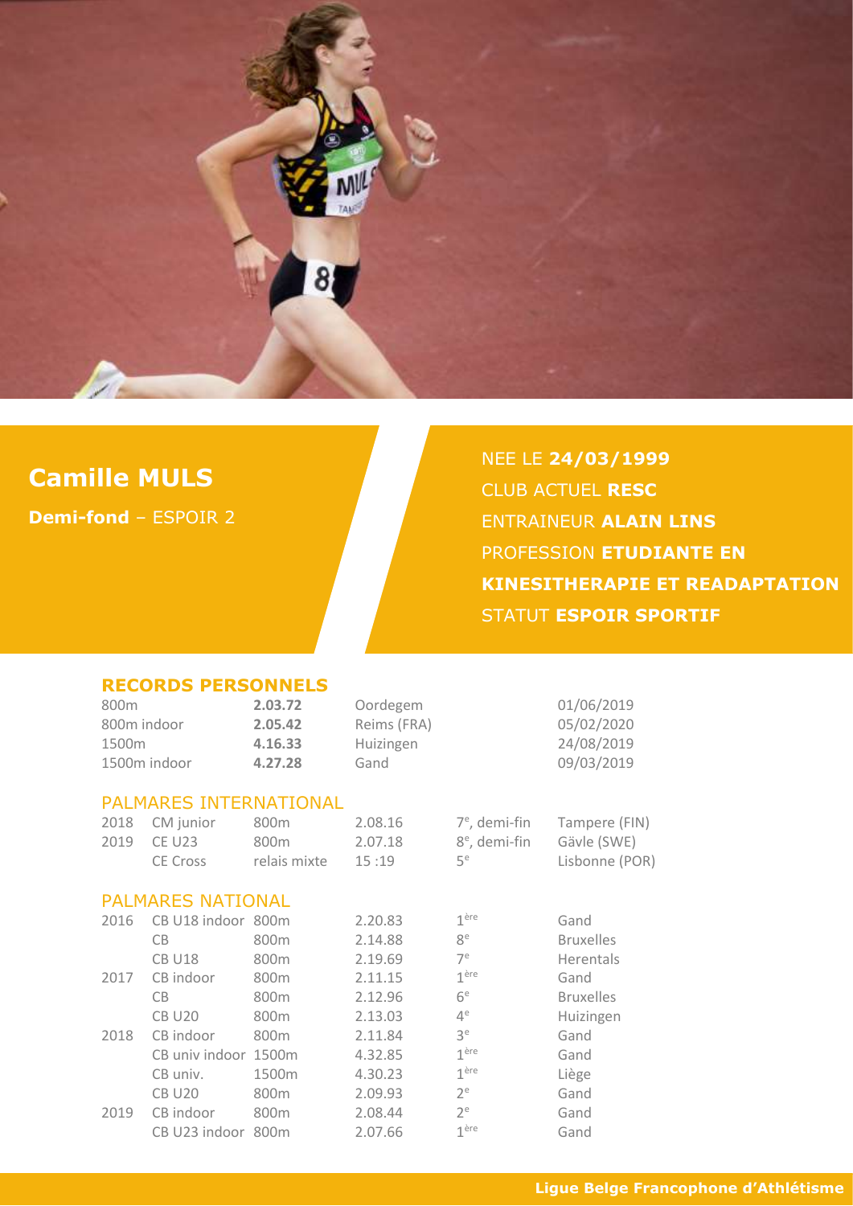# Camille MULS

**Demi-fond** – ESPOIR 2

NEE LE **24/03/1999**
CLUB ACTUEL **RESC**
ENTRAINEUR **ALAIN LINS**
PROFESSION **ETUDIANTE EN KINESITHERAPIE ET READAPTATION**
STATUT **ESPOIR SPORTIF**

## RECORDS PERSONNELS

| | | | |
|---|---|---|---|
| 800m | **2.03.72** | Oordegem | 01/06/2019 |
| 800m indoor | **2.05.42** | Reims (FRA) | 05/02/2020 |
| 1500m | **4.16.33** | Huizingen | 24/08/2019 |
| 1500m indoor | **4.27.28** | Gand | 09/03/2019 |

## PALMARES INTERNATIONAL

| | | | | | |
|---|---|---|---|---|---|
| 2018 | CM junior | 800m | 2.08.16 | 7e, demi-fin | Tampere (FIN) |
| 2019 | CE U23 | 800m | 2.07.18 | 8e, demi-fin | Gävle (SWE) |
| | CE Cross | relais mixte | 15 :19 | 5e | Lisbonne (POR) |

## PALMARES NATIONAL

| | | | | | |
|---|---|---|---|---|---|
| 2016 | CB U18 indoor | 800m | 2.20.83 | 1ère | Gand |
| | CB | 800m | 2.14.88 | 8e | Bruxelles |
| | CB U18 | 800m | 2.19.69 | 7e | Herentals |
| 2017 | CB indoor | 800m | 2.11.15 | 1ère | Gand |
| | CB | 800m | 2.12.96 | 6e | Bruxelles |
| | CB U20 | 800m | 2.13.03 | 4e | Huizingen |
| 2018 | CB indoor | 800m | 2.11.84 | 3e | Gand |
| | CB univ indoor | 1500m | 4.32.85 | 1ère | Gand |
| | CB univ. | 1500m | 4.30.23 | 1ère | Liège |
| | CB U20 | 800m | 2.09.93 | 2e | Gand |
| 2019 | CB indoor | 800m | 2.08.44 | 2e | Gand |
| | CB U23 indoor | 800m | 2.07.66 | 1ère | Gand |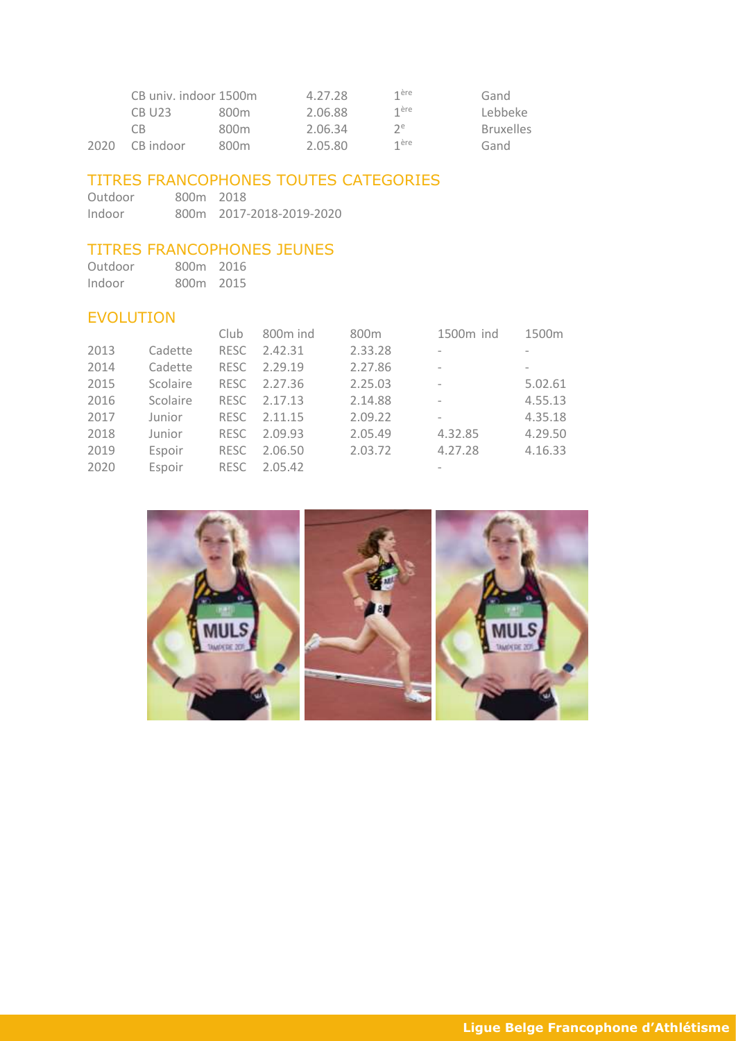| | | | | | |
|---|---|---|---|---|---|
| | CB univ. indoor 1500m | | 4.27.28 | 1ère | Gand |
| | CB U23 | 800m | 2.06.88 | 1ère | Lebbeke |
| | CB | 800m | 2.06.34 | 2e | Bruxelles |
| 2020 | CB indoor | 800m | 2.05.80 | 1ère | Gand |

## TITRES FRANCOPHONES TOUTES CATEGORIES

| | | |
|---|---|---|
| Outdoor | 800m | 2018 |
| Indoor | 800m | 2017-2018-2019-2020 |

## TITRES FRANCOPHONES JEUNES

| | | |
|---|---|---|
| Outdoor | 800m | 2016 |
| Indoor | 800m | 2015 |

## EVOLUTION

| | | Club | 800m ind | 800m | 1500m ind | 1500m |
|---|---|---|---|---|---|---|
| 2013 | Cadette | RESC | 2.42.31 | 2.33.28 | - | - |
| 2014 | Cadette | RESC | 2.29.19 | 2.27.86 | - | - |
| 2015 | Scolaire | RESC | 2.27.36 | 2.25.03 | - | 5.02.61 |
| 2016 | Scolaire | RESC | 2.17.13 | 2.14.88 | - | 4.55.13 |
| 2017 | Junior | RESC | 2.11.15 | 2.09.22 | - | 4.35.18 |
| 2018 | Junior | RESC | 2.09.93 | 2.05.49 | 4.32.85 | 4.29.50 |
| 2019 | Espoir | RESC | 2.06.50 | 2.03.72 | 4.27.28 | 4.16.33 |
| 2020 | Espoir | RESC | 2.05.42 | | - | |